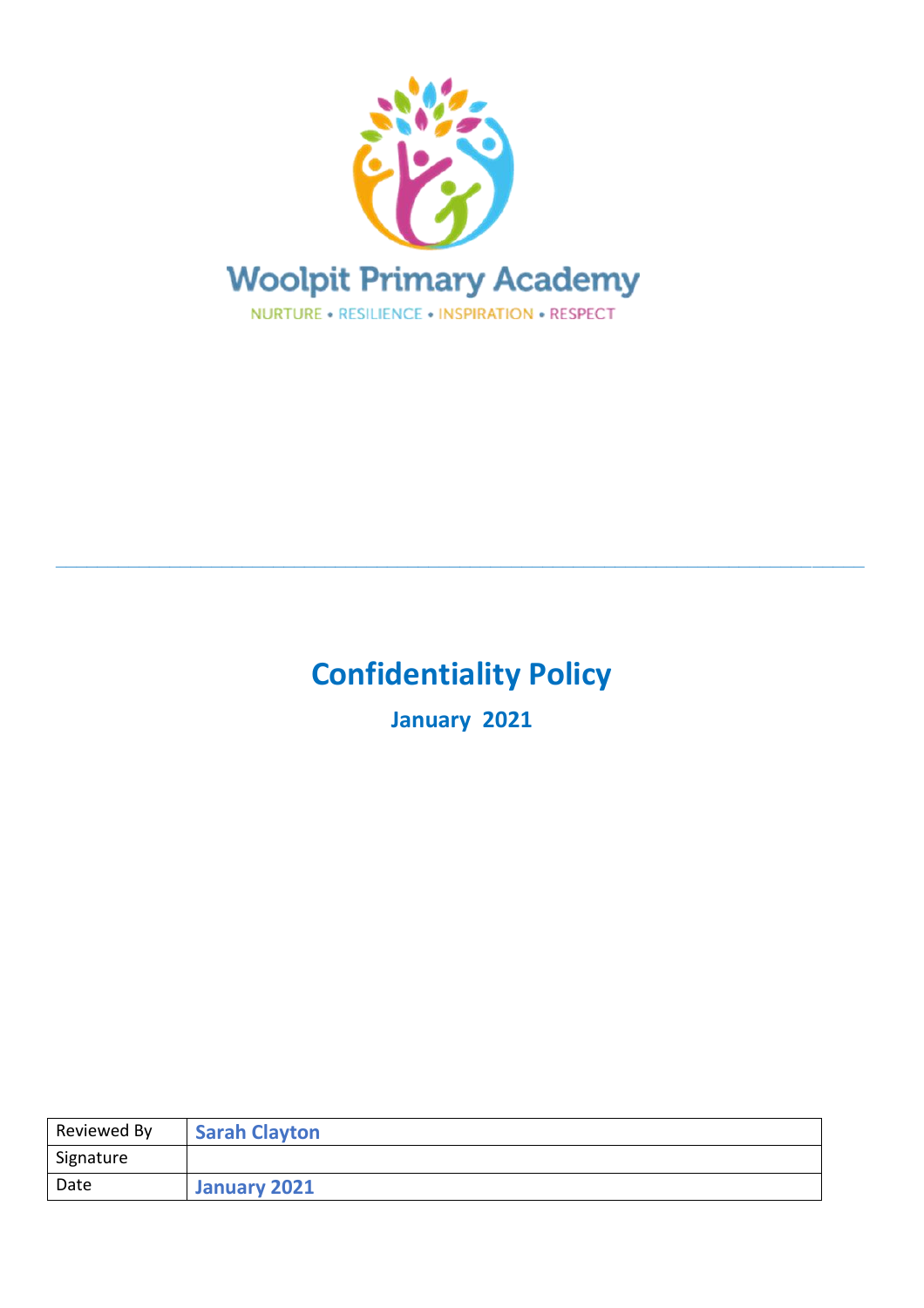Woolpit Primary Academy

NURTURE • RESILIENCE • INSPIRATION • RESPECT

# Confidentiality Policy

**January 2021**

| Reviewed By | **Sarah Clayton** |
|---|---|
| Signature | |
| Date | **January 2021** |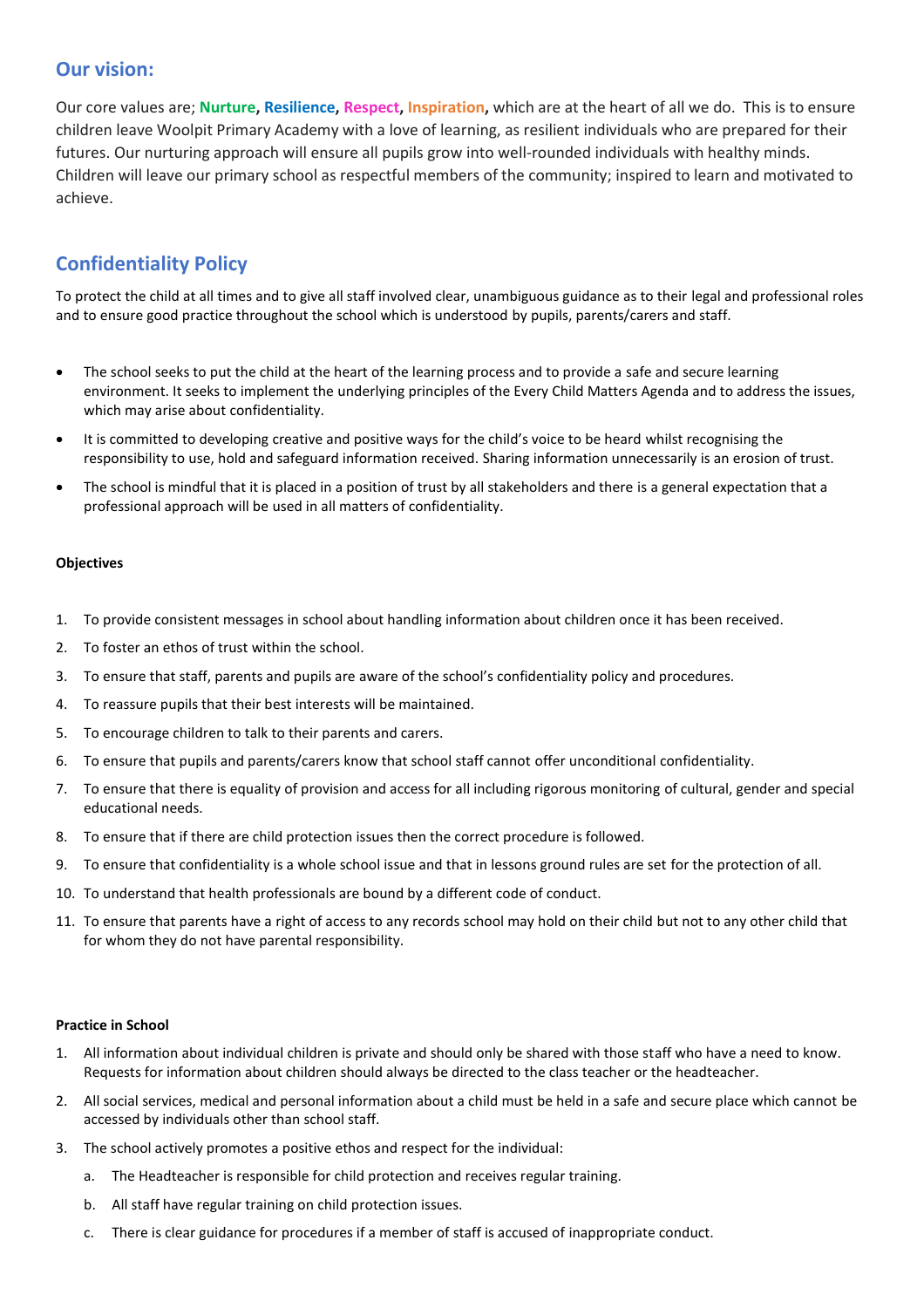## Our vision:

Our core values are; **Nurture**, **Resilience**, **Respect**, **Inspiration**, which are at the heart of all we do. This is to ensure children leave Woolpit Primary Academy with a love of learning, as resilient individuals who are prepared for their futures. Our nurturing approach will ensure all pupils grow into well-rounded individuals with healthy minds. Children will leave our primary school as respectful members of the community; inspired to learn and motivated to achieve.

## Confidentiality Policy

To protect the child at all times and to give all staff involved clear, unambiguous guidance as to their legal and professional roles and to ensure good practice throughout the school which is understood by pupils, parents/carers and staff.

- The school seeks to put the child at the heart of the learning process and to provide a safe and secure learning environment. It seeks to implement the underlying principles of the Every Child Matters Agenda and to address the issues, which may arise about confidentiality.
- It is committed to developing creative and positive ways for the child's voice to be heard whilst recognising the responsibility to use, hold and safeguard information received. Sharing information unnecessarily is an erosion of trust.
- The school is mindful that it is placed in a position of trust by all stakeholders and there is a general expectation that a professional approach will be used in all matters of confidentiality.

**Objectives**

1. To provide consistent messages in school about handling information about children once it has been received.
2. To foster an ethos of trust within the school.
3. To ensure that staff, parents and pupils are aware of the school's confidentiality policy and procedures.
4. To reassure pupils that their best interests will be maintained.
5. To encourage children to talk to their parents and carers.
6. To ensure that pupils and parents/carers know that school staff cannot offer unconditional confidentiality.
7. To ensure that there is equality of provision and access for all including rigorous monitoring of cultural, gender and special educational needs.
8. To ensure that if there are child protection issues then the correct procedure is followed.
9. To ensure that confidentiality is a whole school issue and that in lessons ground rules are set for the protection of all.
10. To understand that health professionals are bound by a different code of conduct.
11. To ensure that parents have a right of access to any records school may hold on their child but not to any other child that for whom they do not have parental responsibility.

**Practice in School**

1. All information about individual children is private and should only be shared with those staff who have a need to know. Requests for information about children should always be directed to the class teacher or the headteacher.
2. All social services, medical and personal information about a child must be held in a safe and secure place which cannot be accessed by individuals other than school staff.
3. The school actively promotes a positive ethos and respect for the individual:
    a. The Headteacher is responsible for child protection and receives regular training.
    b. All staff have regular training on child protection issues.
    c. There is clear guidance for procedures if a member of staff is accused of inappropriate conduct.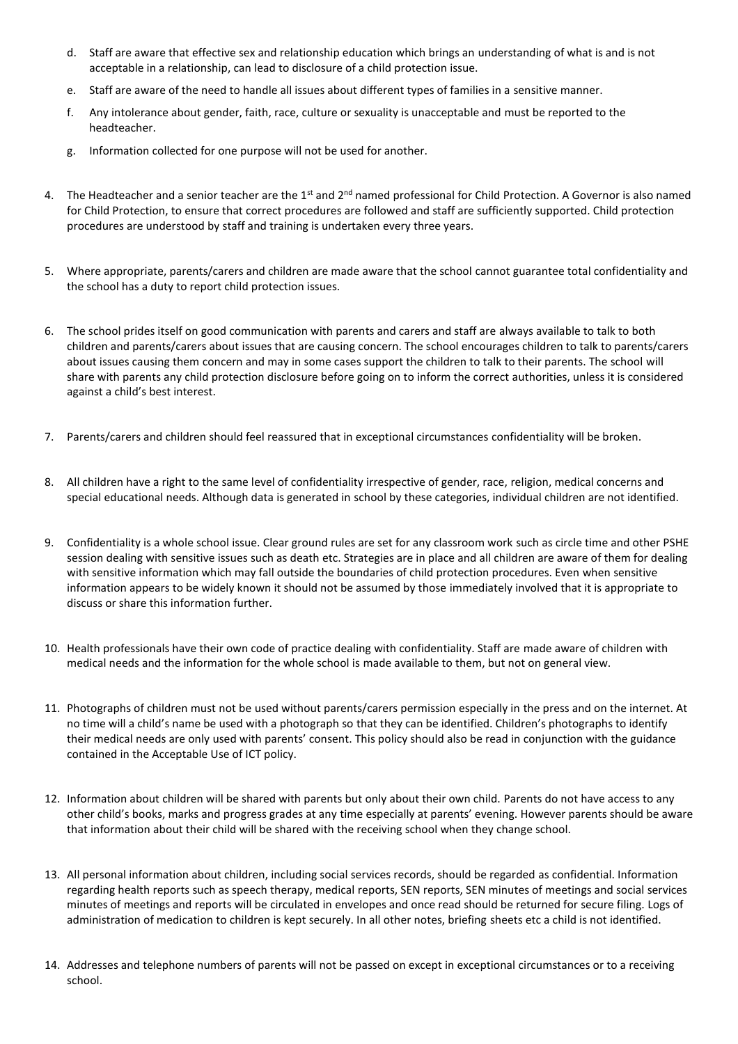d. Staff are aware that effective sex and relationship education which brings an understanding of what is and is not acceptable in a relationship, can lead to disclosure of a child protection issue.

e. Staff are aware of the need to handle all issues about different types of families in a sensitive manner.

f. Any intolerance about gender, faith, race, culture or sexuality is unacceptable and must be reported to the headteacher.

g. Information collected for one purpose will not be used for another.

4. The Headteacher and a senior teacher are the 1st and 2nd named professional for Child Protection. A Governor is also named for Child Protection, to ensure that correct procedures are followed and staff are sufficiently supported. Child protection procedures are understood by staff and training is undertaken every three years.

5. Where appropriate, parents/carers and children are made aware that the school cannot guarantee total confidentiality and the school has a duty to report child protection issues.

6. The school prides itself on good communication with parents and carers and staff are always available to talk to both children and parents/carers about issues that are causing concern. The school encourages children to talk to parents/carers about issues causing them concern and may in some cases support the children to talk to their parents. The school will share with parents any child protection disclosure before going on to inform the correct authorities, unless it is considered against a child's best interest.

7. Parents/carers and children should feel reassured that in exceptional circumstances confidentiality will be broken.

8. All children have a right to the same level of confidentiality irrespective of gender, race, religion, medical concerns and special educational needs. Although data is generated in school by these categories, individual children are not identified.

9. Confidentiality is a whole school issue. Clear ground rules are set for any classroom work such as circle time and other PSHE session dealing with sensitive issues such as death etc. Strategies are in place and all children are aware of them for dealing with sensitive information which may fall outside the boundaries of child protection procedures. Even when sensitive information appears to be widely known it should not be assumed by those immediately involved that it is appropriate to discuss or share this information further.

10. Health professionals have their own code of practice dealing with confidentiality. Staff are made aware of children with medical needs and the information for the whole school is made available to them, but not on general view.

11. Photographs of children must not be used without parents/carers permission especially in the press and on the internet. At no time will a child's name be used with a photograph so that they can be identified. Children's photographs to identify their medical needs are only used with parents' consent. This policy should also be read in conjunction with the guidance contained in the Acceptable Use of ICT policy.

12. Information about children will be shared with parents but only about their own child. Parents do not have access to any other child's books, marks and progress grades at any time especially at parents' evening. However parents should be aware that information about their child will be shared with the receiving school when they change school.

13. All personal information about children, including social services records, should be regarded as confidential. Information regarding health reports such as speech therapy, medical reports, SEN reports, SEN minutes of meetings and social services minutes of meetings and reports will be circulated in envelopes and once read should be returned for secure filing. Logs of administration of medication to children is kept securely. In all other notes, briefing sheets etc a child is not identified.

14. Addresses and telephone numbers of parents will not be passed on except in exceptional circumstances or to a receiving school.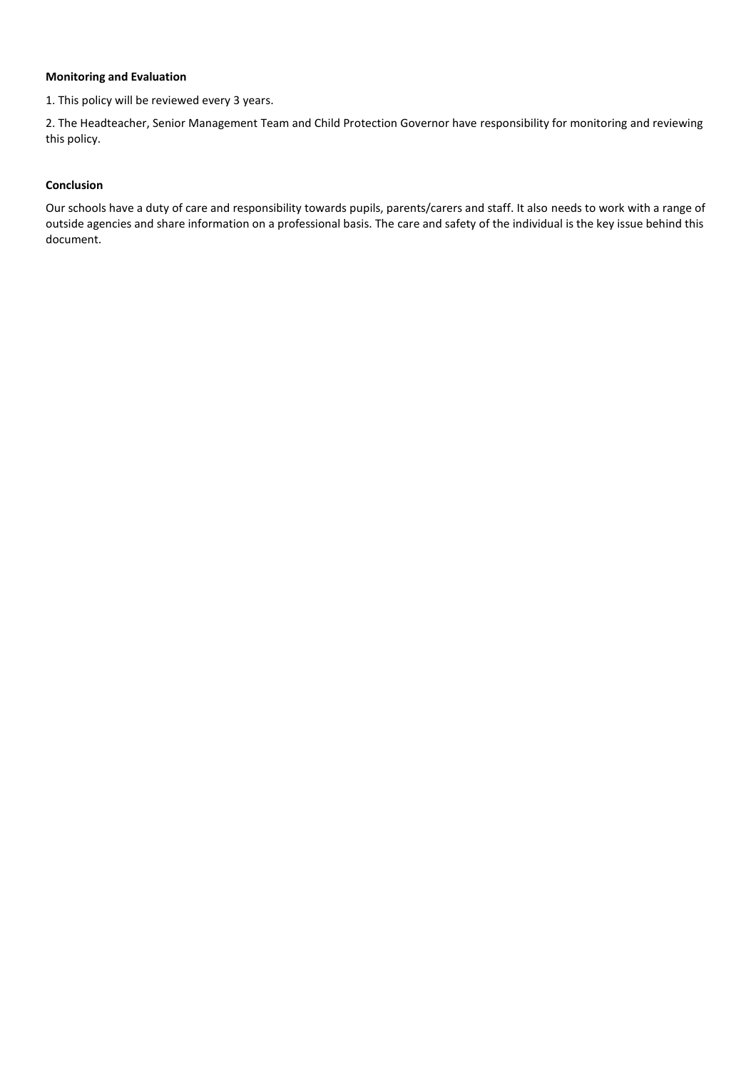**Monitoring and Evaluation**

1. This policy will be reviewed every 3 years.

2. The Headteacher, Senior Management Team and Child Protection Governor have responsibility for monitoring and reviewing this policy.

**Conclusion**

Our schools have a duty of care and responsibility towards pupils, parents/carers and staff. It also needs to work with a range of outside agencies and share information on a professional basis. The care and safety of the individual is the key issue behind this document.